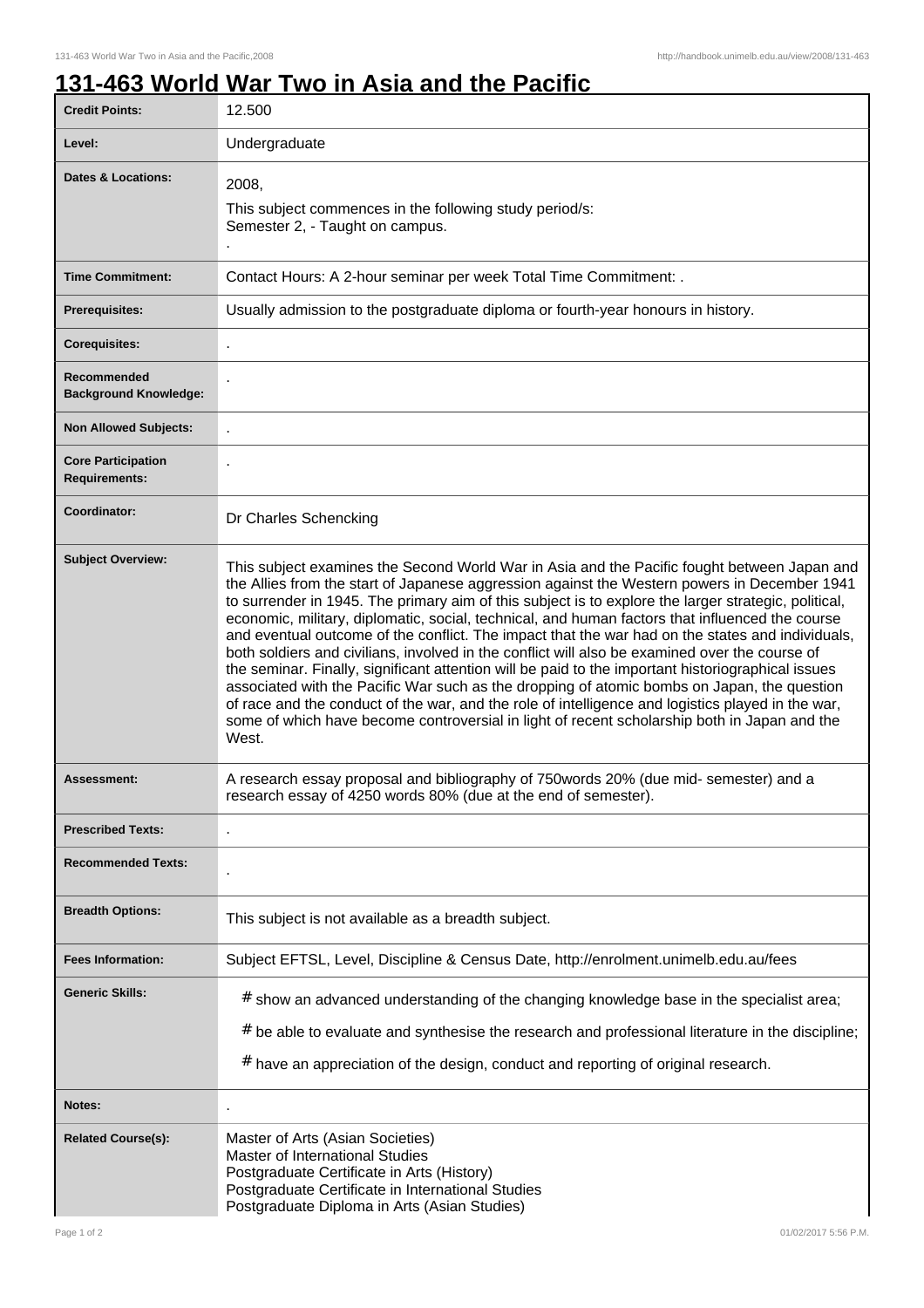# 131-463 World War Two in Asia and the Pacific

| | |
|---|---|
| **Credit Points:** | 12.500 |
| **Level:** | Undergraduate |
| **Dates & Locations:** | 2008,<br>This subject commences in the following study period/s:<br>Semester 2, - Taught on campus.<br>. |
| **Time Commitment:** | Contact Hours: A 2-hour seminar per week Total Time Commitment: . |
| **Prerequisites:** | Usually admission to the postgraduate diploma or fourth-year honours in history. |
| **Corequisites:** | . |
| **Recommended Background Knowledge:** | . |
| **Non Allowed Subjects:** | . |
| **Core Participation Requirements:** | . |
| **Coordinator:** | Dr Charles Schencking |
| **Subject Overview:** | This subject examines the Second World War in Asia and the Pacific fought between Japan and the Allies from the start of Japanese aggression against the Western powers in December 1941 to surrender in 1945. The primary aim of this subject is to explore the larger strategic, political, economic, military, diplomatic, social, technical, and human factors that influenced the course and eventual outcome of the conflict. The impact that the war had on the states and individuals, both soldiers and civilians, involved in the conflict will also be examined over the course of the seminar. Finally, significant attention will be paid to the important historiographical issues associated with the Pacific War such as the dropping of atomic bombs on Japan, the question of race and the conduct of the war, and the role of intelligence and logistics played in the war, some of which have become controversial in light of recent scholarship both in Japan and the West. |
| **Assessment:** | A research essay proposal and bibliography of 750words 20% (due mid- semester) and a research essay of 4250 words 80% (due at the end of semester). |
| **Prescribed Texts:** | . |
| **Recommended Texts:** | . |
| **Breadth Options:** | This subject is not available as a breadth subject. |
| **Fees Information:** | Subject EFTSL, Level, Discipline & Census Date, http://enrolment.unimelb.edu.au/fees |
| **Generic Skills:** | # show an advanced understanding of the changing knowledge base in the specialist area;<br># be able to evaluate and synthesise the research and professional literature in the discipline;<br># have an appreciation of the design, conduct and reporting of original research. |
| **Notes:** | . |
| **Related Course(s):** | Master of Arts (Asian Societies)<br>Master of International Studies<br>Postgraduate Certificate in Arts (History)<br>Postgraduate Certificate in International Studies<br>Postgraduate Diploma in Arts (Asian Studies) |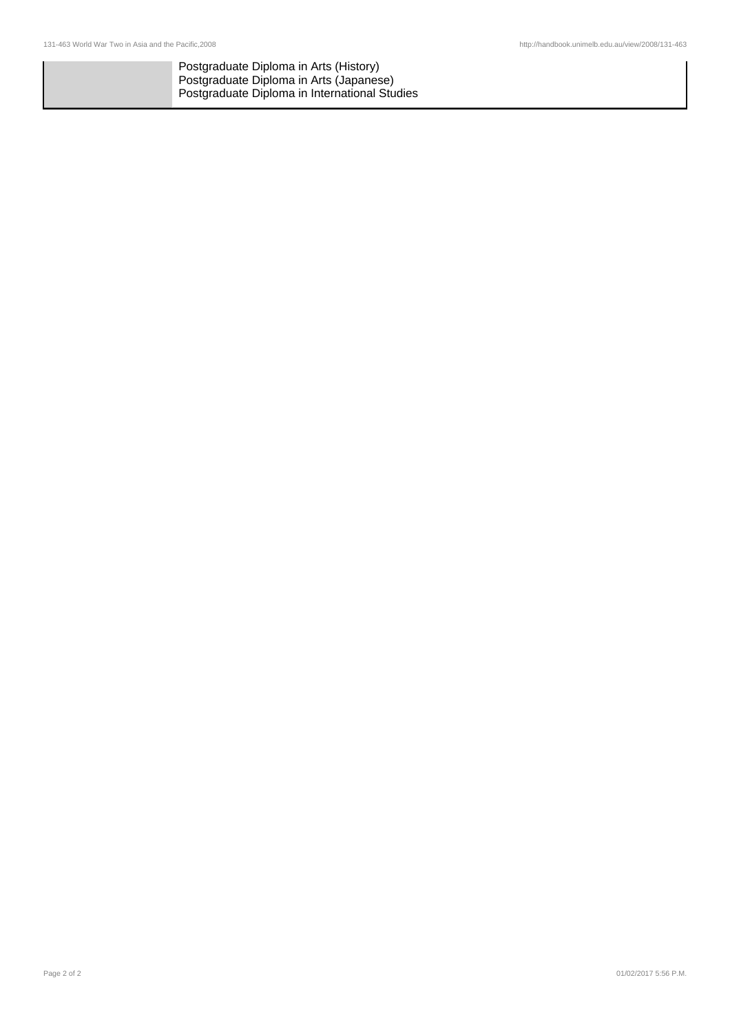| | |
|---|---|
| | Postgraduate Diploma in Arts (History)<br>Postgraduate Diploma in Arts (Japanese)<br>Postgraduate Diploma in International Studies |